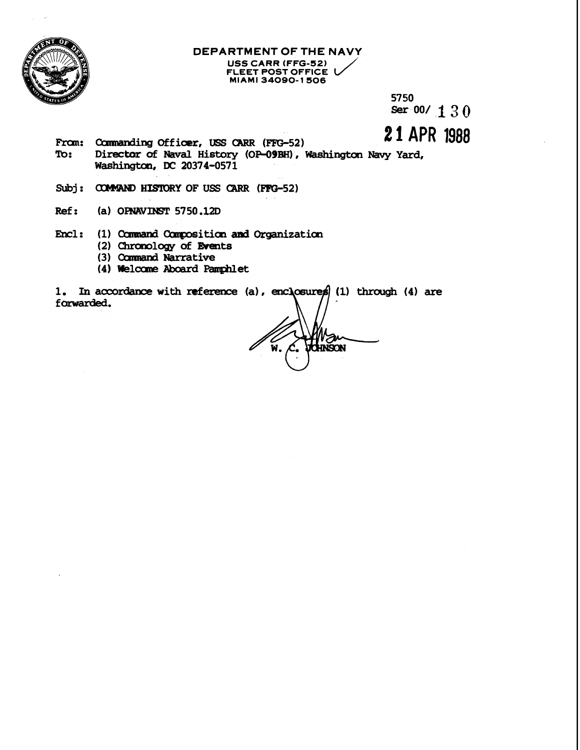DEPARTMENT OF THE NAVY
USS CARR (FFG-52)
FLEET POST OFFICE
MIAMI 34090-1506

5750
Ser 00/ 130

21 APR 1988

From: Commanding Officer, USS CARR (FFG-52)
To: Director of Naval History (OP-09BH), Washington Navy Yard, Washington, DC 20374-0571

Subj: COMMAND HISTORY OF USS CARR (FFG-52)

Ref: (a) OPNAVINST 5750.12D

Encl: (1) Command Composition and Organization
(2) Chronology of Events
(3) Command Narrative
(4) Welcome Aboard Pamphlet

1. In accordance with reference (a), enclosures (1) through (4) are forwarded.

W. C. JOHNSON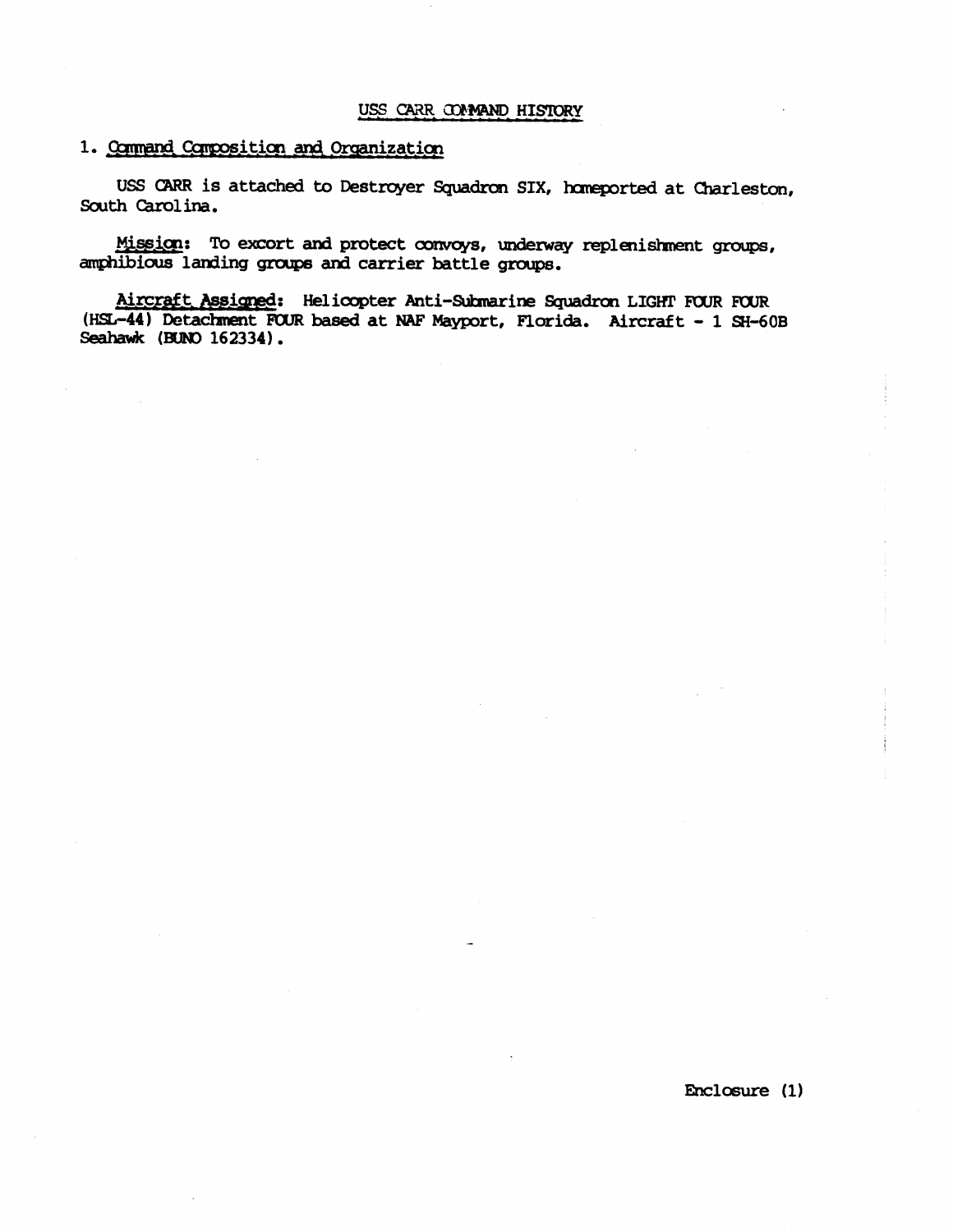## USS CARR COMMAND HISTORY

### 1. Command Composition and Organization

USS CARR is attached to Destroyer Squadron SIX, homeported at Charleston, South Carolina.

**Mission:** To excort and protect convoys, underway replenishment groups, amphibious landing groups and carrier battle groups.

**Aircraft Assigned:** Helicopter Anti-Submarine Squadron LIGHT FOUR FOUR (HSL-44) Detachment FOUR based at NAF Mayport, Florida. Aircraft - 1 SH-60B Seahawk (BUNO 162334).

Enclosure (1)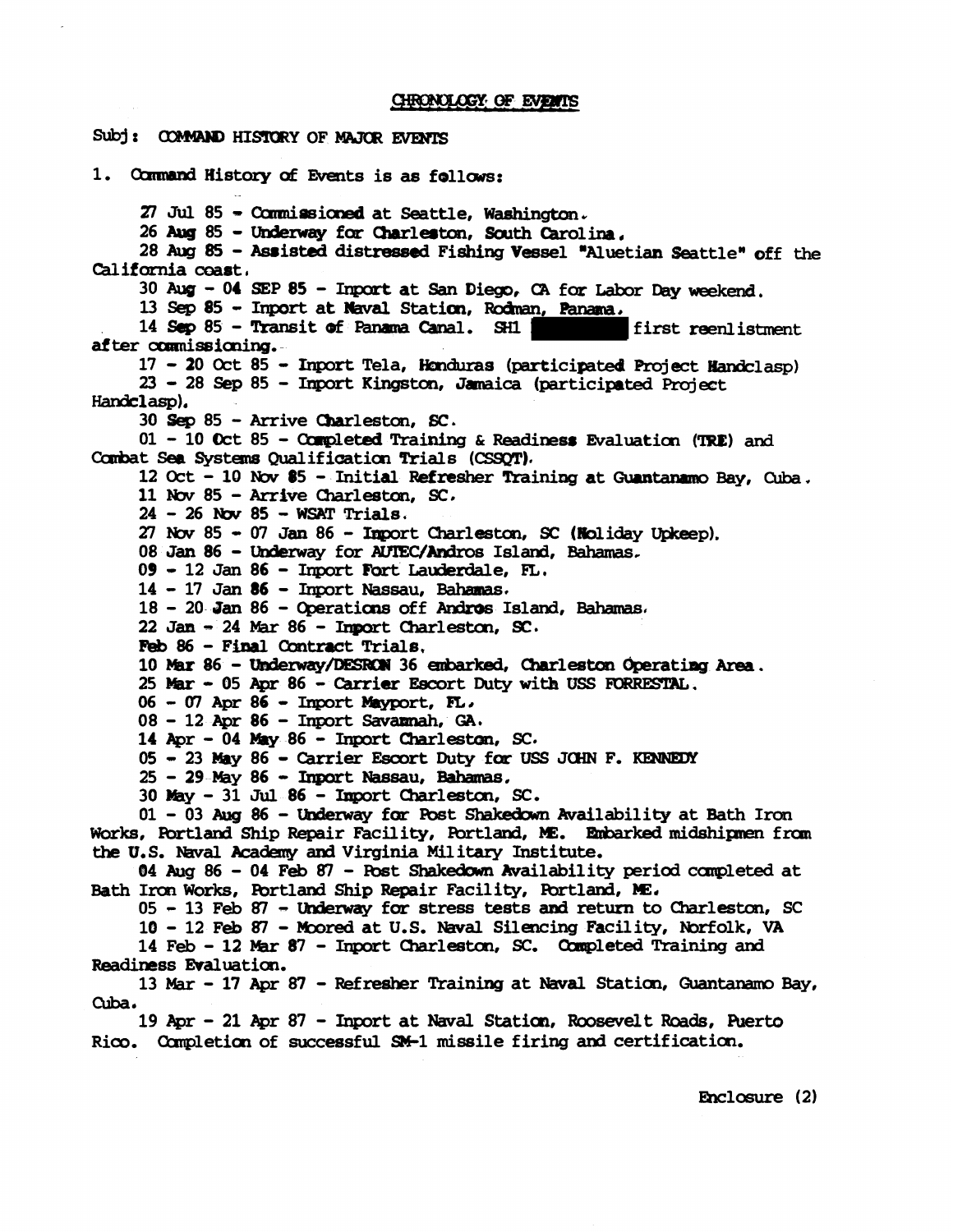CHRONOLOGY OF EVENTS

Subj: COMMAND HISTORY OF MAJOR EVENTS

1. Command History of Events is as follows:

27 Jul 85 - Commissioned at Seattle, Washington.

26 Aug 85 - Underway for Charleston, South Carolina.

28 Aug 85 - Assisted distressed Fishing Vessel "Aluetian Seattle" off the California coast.

30 Aug - 04 SEP 85 - Inport at San Diego, CA for Labor Day weekend.

13 Sep 85 - Inport at Naval Station, Rodman, Panama.

14 Sep 85 - Transit of Panama Canal. SH1 [redacted] first reenlistment after commissioning.

17 - 20 Oct 85 - Inport Tela, Honduras (participated Project Handclasp)

23 - 28 Sep 85 - Inport Kingston, Jamaica (participated Project Handclasp).

30 Sep 85 - Arrive Charleston, SC.

01 - 10 Oct 85 - Completed Training & Readiness Evaluation (TRE) and Combat Sea Systems Qualification Trials (CSSQT).

12 Oct - 10 Nov 85 - Initial Refresher Training at Guantanamo Bay, Cuba.

11 Nov 85 - Arrive Charleston, SC.

24 - 26 Nov 85 - WSAT Trials.

27 Nov 85 - 07 Jan 86 - Inport Charleston, SC (Holiday Upkeep).

08 Jan 86 - Underway for AUTEC/Andros Island, Bahamas.

09 - 12 Jan 86 - Inport Fort Lauderdale, FL.

14 - 17 Jan 86 - Inport Nassau, Bahamas.

18 - 20 Jan 86 - Operations off Andros Island, Bahamas.

22 Jan - 24 Mar 86 - Inport Charleston, SC.

Feb 86 - Final Contract Trials.

10 Mar 86 - Underway/DESRON 36 embarked, Charleston Operating Area.

25 Mar - 05 Apr 86 - Carrier Escort Duty with USS FORRESTAL.

06 - 07 Apr 86 - Inport Mayport, FL.

08 - 12 Apr 86 - Inport Savannah, GA.

14 Apr - 04 May 86 - Inport Charleston, SC.

05 - 23 May 86 - Carrier Escort Duty for USS JOHN F. KENNEDY

25 - 29 May 86 - Inport Nassau, Bahamas.

30 May - 31 Jul 86 - Inport Charleston, SC.

01 - 03 Aug 86 - Underway for Post Shakedown Availability at Bath Iron Works, Portland Ship Repair Facility, Portland, ME. Embarked midshipmen from the U.S. Naval Academy and Virginia Military Institute.

04 Aug 86 - 04 Feb 87 - Post Shakedown Availability period completed at Bath Iron Works, Portland Ship Repair Facility, Portland, ME.

05 - 13 Feb 87 - Underway for stress tests and return to Charleston, SC

10 - 12 Feb 87 - Moored at U.S. Naval Silencing Facility, Norfolk, VA

14 Feb - 12 Mar 87 - Inport Charleston, SC. Completed Training and Readiness Evaluation.

13 Mar - 17 Apr 87 - Refresher Training at Naval Station, Guantanamo Bay, Cuba.

19 Apr - 21 Apr 87 - Inport at Naval Station, Roosevelt Roads, Puerto Rico. Completion of successful SM-1 missile firing and certification.

Enclosure (2)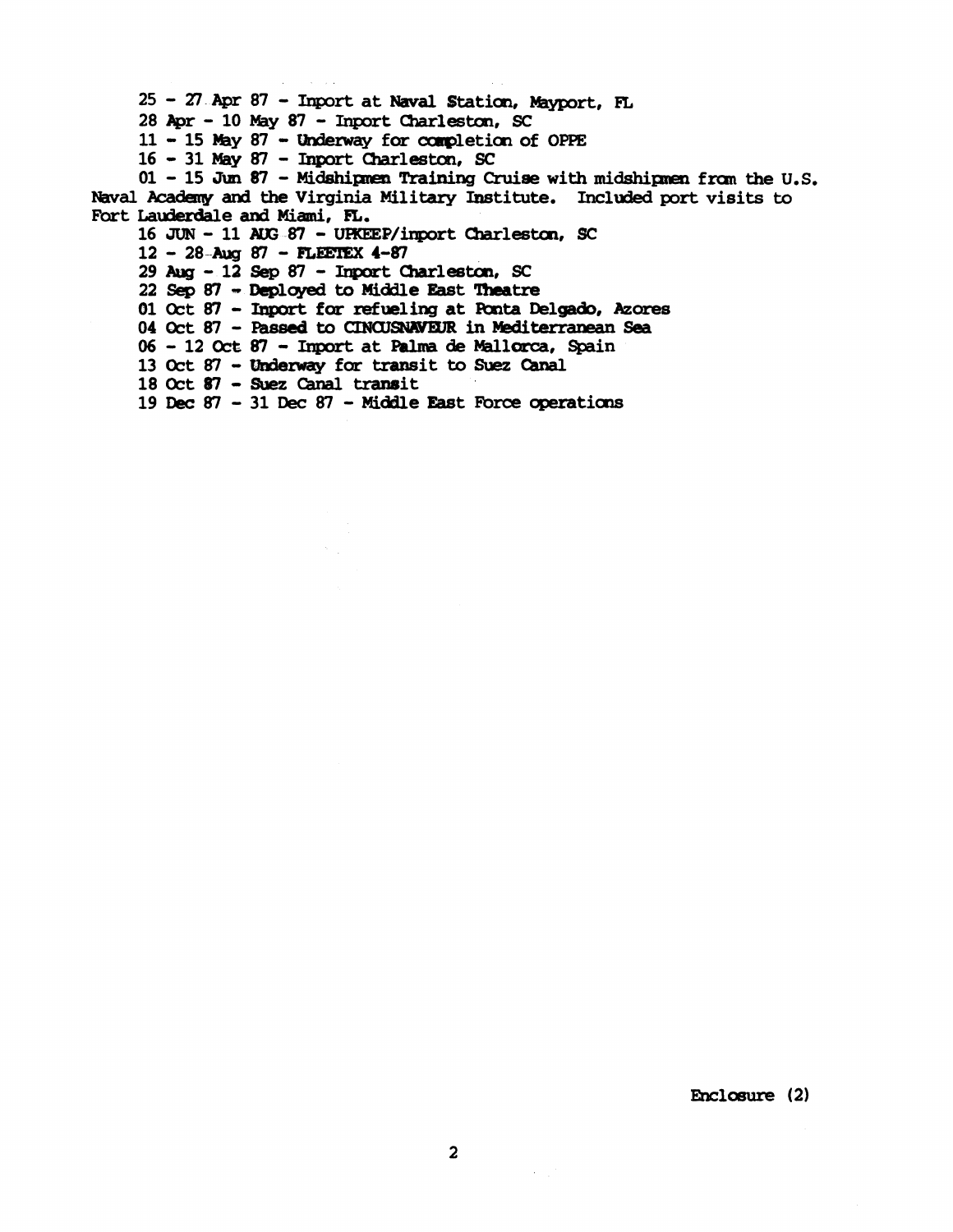25 - 27 Apr 87 - Inport at Naval Station, Mayport, FL

28 Apr - 10 May 87 - Inport Charleston, SC

11 - 15 May 87 - Underway for completion of OPPE

16 - 31 May 87 - Inport Charleston, SC

01 - 15 Jun 87 - Midshipmen Training Cruise with midshipmen from the U.S. Naval Academy and the Virginia Military Institute. Included port visits to Fort Lauderdale and Miami, FL.

16 JUN - 11 AUG 87 - UPKEEP/inport Charleston, SC

12 - 28 Aug 87 - FLEETEX 4-87

29 Aug - 12 Sep 87 - Inport Charleston, SC

22 Sep 87 - Deployed to Middle East Theatre

01 Oct 87 - Inport for refueling at Ponta Delgado, Azores

04 Oct 87 - Passed to CINCUSNAVEUR in Mediterranean Sea

06 - 12 Oct 87 - Inport at Palma de Mallorca, Spain

13 Oct 87 - Underway for transit to Suez Canal

18 Oct 87 - Suez Canal transit

19 Dec 87 - 31 Dec 87 - Middle East Force operations

Enclosure (2)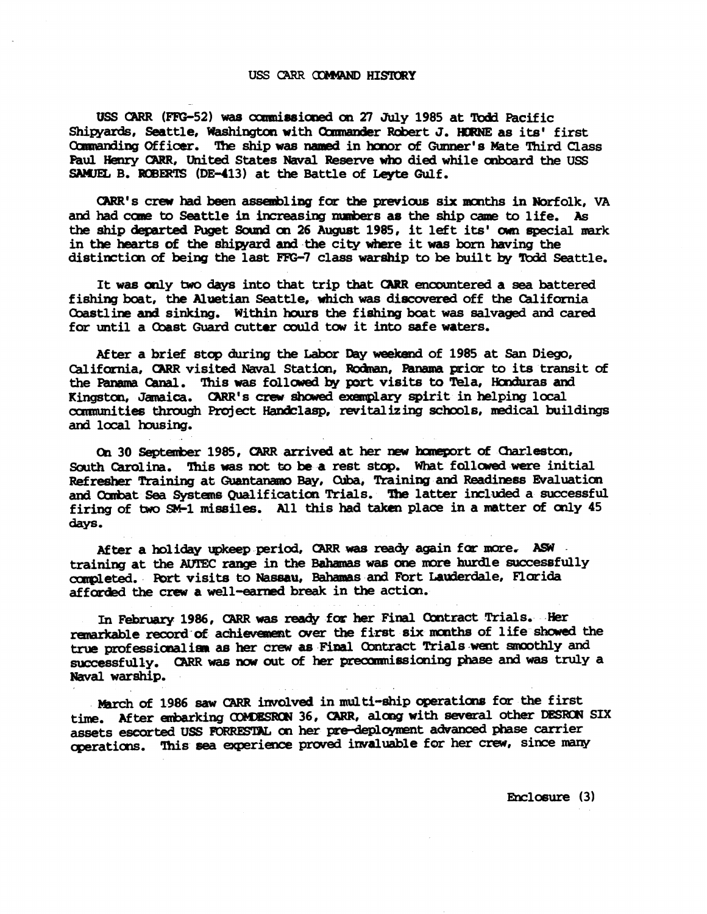# USS CARR COMMAND HISTORY

USS CARR (FFG-52) was commissioned on 27 July 1985 at Todd Pacific Shipyards, Seattle, Washington with Commander Robert J. HORNE as its' first Commanding Officer. The ship was named in honor of Gunner's Mate Third Class Paul Henry CARR, United States Naval Reserve who died while onboard the USS SAMUEL B. ROBERTS (DE-413) at the Battle of Leyte Gulf.

CARR's crew had been assembling for the previous six months in Norfolk, VA and had come to Seattle in increasing numbers as the ship came to life. As the ship departed Puget Sound on 26 August 1985, it left its' own special mark in the hearts of the shipyard and the city where it was born having the distinction of being the last FFG-7 class warship to be built by Todd Seattle.

It was only two days into that trip that CARR encountered a sea battered fishing boat, the Aluetian Seattle, which was discovered off the California Coastline and sinking. Within hours the fishing boat was salvaged and cared for until a Coast Guard cutter could tow it into safe waters.

After a brief stop during the Labor Day weekend of 1985 at San Diego, California, CARR visited Naval Station, Rodman, Panama prior to its transit of the Panama Canal. This was followed by port visits to Tela, Honduras and Kingston, Jamaica. CARR's crew showed exemplary spirit in helping local communities through Project Handclasp, revitalizing schools, medical buildings and local housing.

On 30 September 1985, CARR arrived at her new homeport of Charleston, South Carolina. This was not to be a rest stop. What followed were initial Refresher Training at Guantanamo Bay, Cuba, Training and Readiness Evaluation and Combat Sea Systems Qualification Trials. The latter included a successful firing of two SM-1 missiles. All this had taken place in a matter of only 45 days.

After a holiday upkeep period, CARR was ready again for more. ASW training at the AUTEC range in the Bahamas was one more hurdle successfully completed. Port visits to Nassau, Bahamas and Fort Lauderdale, Florida afforded the crew a well-earned break in the action.

In February 1986, CARR was ready for her Final Contract Trials. Her remarkable record of achievement over the first six months of life showed the true professionalism as her crew as Final Contract Trials went smoothly and successfully. CARR was now out of her precommissioning phase and was truly a Naval warship.

March of 1986 saw CARR involved in multi-ship operations for the first time. After embarking COMDESRON 36, CARR, along with several other DESRON SIX assets escorted USS FORRESTAL on her pre-deployment advanced phase carrier operations. This sea experience proved invaluable for her crew, since many

Enclosure (3)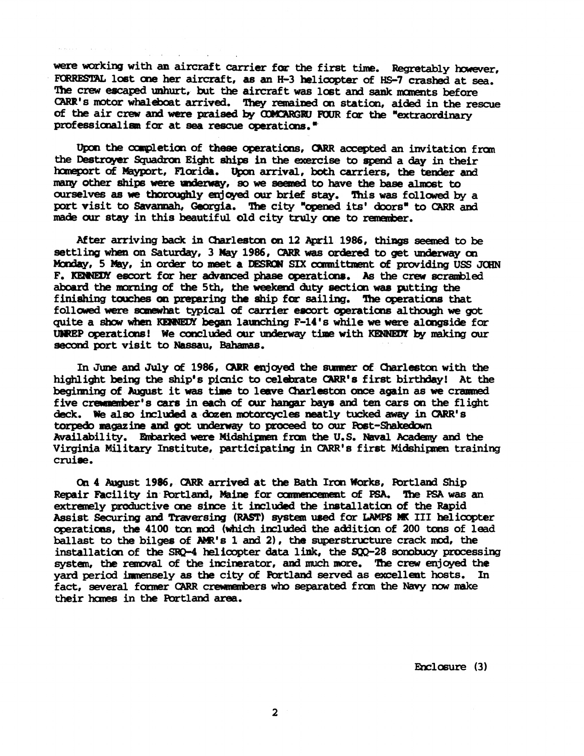were working with an aircraft carrier for the first time. Regretably however, FORRESTAL lost one her aircraft, as an H-3 helicopter of HS-7 crashed at sea. The crew escaped unhurt, but the aircraft was lost and sank moments before CARR's motor whaleboat arrived. They remained on station, aided in the rescue of the air crew and were praised by COMCARGRU FOUR for the "extraordinary professionalism for at sea rescue operations."

Upon the completion of these operations, CARR accepted an invitation from the Destroyer Squadron Eight ships in the exercise to spend a day in their homeport of Mayport, Florida. Upon arrival, both carriers, the tender and many other ships were underway, so we seemed to have the base almost to ourselves as we thoroughly enjoyed our brief stay. This was followed by a port visit to Savannah, Georgia. The city "opened its' doors" to CARR and made our stay in this beautiful old city truly one to remember.

After arriving back in Charleston on 12 April 1986, things seemed to be settling when on Saturday, 3 May 1986, CARR was ordered to get underway on Monday, 5 May, in order to meet a DESRON SIX committment of providing USS JOHN F. KENNEDY escort for her advanced phase operations. As the crew scrambled aboard the morning of the 5th, the weekend duty section was putting the finishing touches on preparing the ship for sailing. The operations that followed were somewhat typical of carrier escort operations although we got quite a show when KENNEDY began launching F-14's while we were alongside for UNREP operations! We concluded our underway time with KENNEDY by making our second port visit to Nassau, Bahamas.

In June and July of 1986, CARR enjoyed the summer of Charleston with the highlight being the ship's picnic to celebrate CARR's first birthday! At the beginning of August it was time to leave Charleston once again as we crammed five crewmember's cars in each of our hangar bays and ten cars on the flight deck. We also included a dozen motorcycles neatly tucked away in CARR's torpedo magazine and got underway to proceed to our Post-Shakedown Availability. Embarked were Midshipmen from the U.S. Naval Academy and the Virginia Military Institute, participating in CARR's first Midshipmen training cruise.

On 4 August 1986, CARR arrived at the Bath Iron Works, Portland Ship Repair Facility in Portland, Maine for commencement of PSA. The PSA was an extremely productive one since it included the installation of the Rapid Assist Securing and Traversing (RAST) system used for LAMPS MK III helicopter operations, the 4100 ton mod (which included the addition of 200 tons of lead ballast to the bilges of AMR's 1 and 2), the superstructure crack mod, the installation of the SRQ-4 helicopter data link, the SQQ-28 sonobuoy processing system, the removal of the incinerator, and much more. The crew enjoyed the yard period immensely as the city of Portland served as excellent hosts. In fact, several former CARR crewmembers who separated from the Navy now make their homes in the Portland area.

Enclosure (3)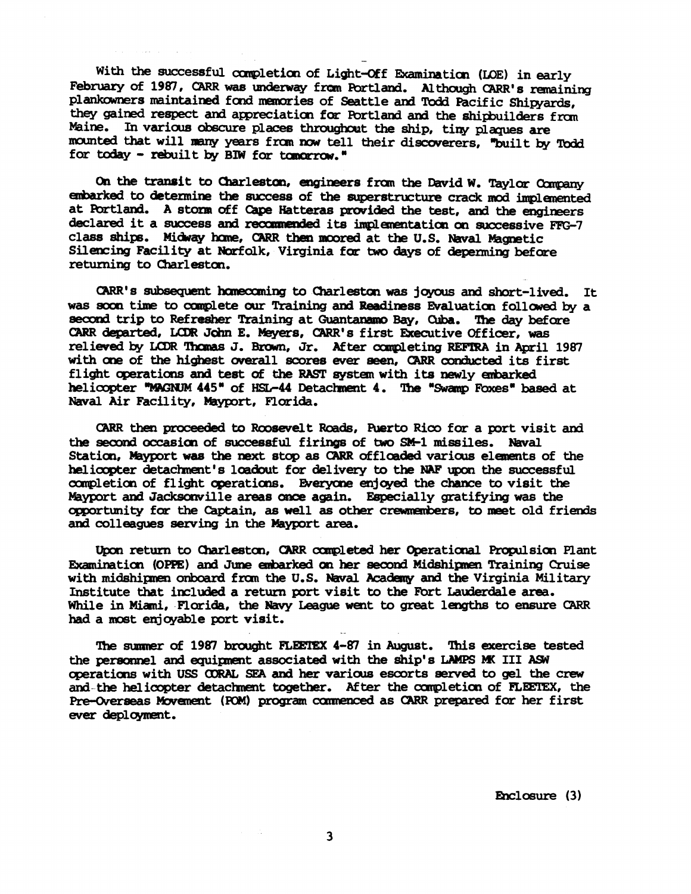With the successful completion of Light-Off Examination (LOE) in early February of 1987, CARR was underway from Portland. Although CARR's remaining plankowners maintained fond memories of Seattle and Todd Pacific Shipyards, they gained respect and appreciation for Portland and the shipbuilders from Maine. In various obscure places throughout the ship, tiny plaques are mounted that will many years from now tell their discoverers, "built by Todd for today - rebuilt by BIW for tomorrow."

On the transit to Charleston, engineers from the David W. Taylor Company embarked to determine the success of the superstructure crack mod implemented at Portland. A storm off Cape Hatteras provided the test, and the engineers declared it a success and recommended its implementation on successive FFG-7 class ships. Midway home, CARR then moored at the U.S. Naval Magnetic Silencing Facility at Norfolk, Virginia for two days of deperming before returning to Charleston.

CARR's subsequent homecoming to Charleston was joyous and short-lived. It was soon time to complete our Training and Readiness Evaluation followed by a second trip to Refresher Training at Guantanamo Bay, Cuba. The day before CARR departed, LCDR John E. Meyers, CARR's first Executive Officer, was relieved by LCDR Thomas J. Brown, Jr. After completing REFTRA in April 1987 with one of the highest overall scores ever seen, CARR conducted its first flight operations and test of the RAST system with its newly embarked helicopter "MAGNUM 445" of HSL-44 Detachment 4. The "Swamp Foxes" based at Naval Air Facility, Mayport, Florida.

CARR then proceeded to Roosevelt Roads, Puerto Rico for a port visit and the second occasion of successful firings of two SM-1 missiles. Naval Station, Mayport was the next stop as CARR offloaded various elements of the helicopter detachment's loadout for delivery to the NAF upon the successful completion of flight operations. Everyone enjoyed the chance to visit the Mayport and Jacksonville areas once again. Especially gratifying was the opportunity for the Captain, as well as other crewmembers, to meet old friends and colleagues serving in the Mayport area.

Upon return to Charleston, CARR completed her Operational Propulsion Plant Examination (OPPE) and June embarked on her second Midshipmen Training Cruise with midshipmen onboard from the U.S. Naval Academy and the Virginia Military Institute that included a return port visit to the Fort Lauderdale area. While in Miami, Florida, the Navy League went to great lengths to ensure CARR had a most enjoyable port visit.

The summer of 1987 brought FLEETEX 4-87 in August. This exercise tested the personnel and equipment associated with the ship's LAMPS MK III ASW operations with USS CORAL SEA and her various escorts served to gel the crew and the helicopter detachment together. After the completion of FLEETEX, the Pre-Overseas Movement (POM) program commenced as CARR prepared for her first ever deployment.

Enclosure (3)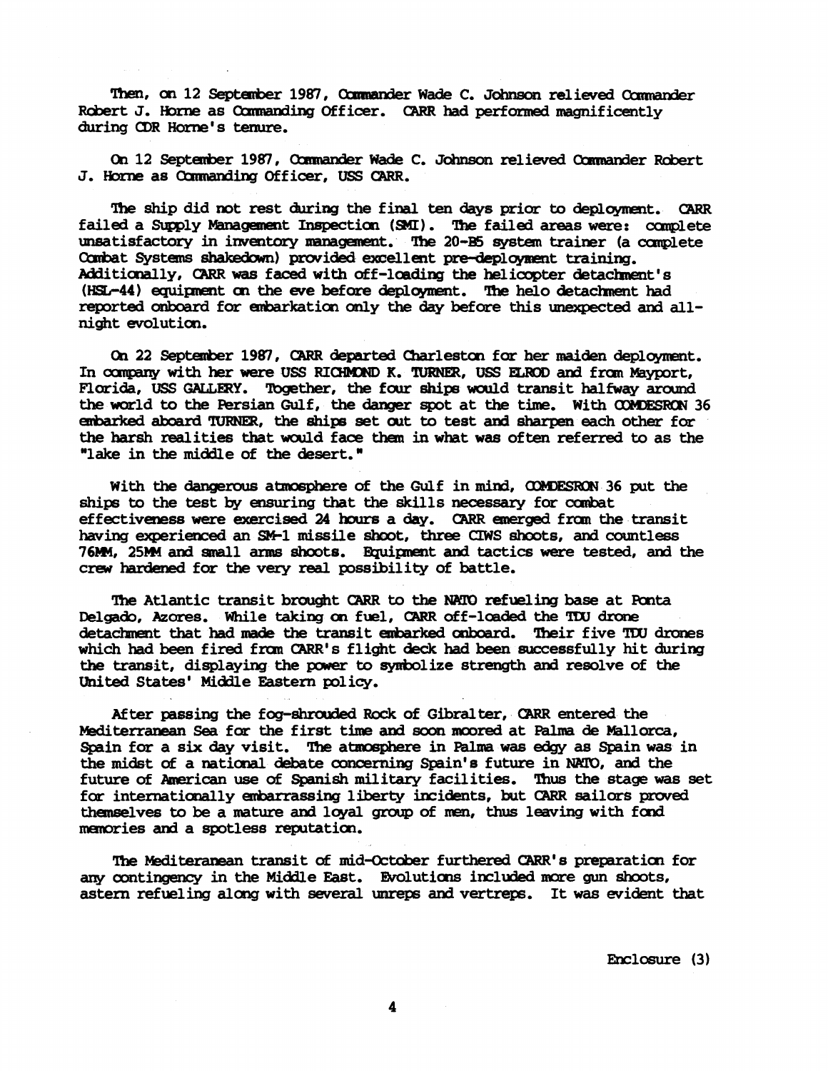Then, on 12 September 1987, Commander Wade C. Johnson relieved Commander Robert J. Horne as Commanding Officer. CARR had performed magnificently during CDR Horne's tenure.

On 12 September 1987, Commander Wade C. Johnson relieved Commander Robert J. Horne as Commanding Officer, USS CARR.

The ship did not rest during the final ten days prior to deployment. CARR failed a Supply Management Inspection (SMI). The failed areas were: complete unsatisfactory in inventory management. The 20-B5 system trainer (a complete Combat Systems shakedown) provided excellent pre-deployment training. Additionally, CARR was faced with off-loading the helicopter detachment's (HSL-44) equipment on the eve before deployment. The helo detachment had reported onboard for embarkation only the day before this unexpected and all-night evolution.

On 22 September 1987, CARR departed Charleston for her maiden deployment. In company with her were USS RICHMOND K. TURNER, USS ELROD and from Mayport, Florida, USS GALLERY. Together, the four ships would transit halfway around the world to the Persian Gulf, the danger spot at the time. With COMDESRON 36 embarked aboard TURNER, the ships set out to test and sharpen each other for the harsh realities that would face them in what was often referred to as the "lake in the middle of the desert."

With the dangerous atmosphere of the Gulf in mind, COMDESRON 36 put the ships to the test by ensuring that the skills necessary for combat effectiveness were exercised 24 hours a day. CARR emerged from the transit having experienced an SM-1 missile shoot, three CIWS shoots, and countless 76MM, 25MM and small arms shoots. Equipment and tactics were tested, and the crew hardened for the very real possibility of battle.

The Atlantic transit brought CARR to the NATO refueling base at Ponta Delgado, Azores. While taking on fuel, CARR off-loaded the TDU drone detachment that had made the transit embarked onboard. Their five TDU drones which had been fired from CARR's flight deck had been successfully hit during the transit, displaying the power to symbolize strength and resolve of the United States' Middle Eastern policy.

After passing the fog-shrouded Rock of Gibralter, CARR entered the Mediterranean Sea for the first time and soon moored at Palma de Mallorca, Spain for a six day visit. The atmosphere in Palma was edgy as Spain was in the midst of a national debate concerning Spain's future in NATO, and the future of American use of Spanish military facilities. Thus the stage was set for internationally embarrassing liberty incidents, but CARR sailors proved themselves to be a mature and loyal group of men, thus leaving with fond memories and a spotless reputation.

The Mediteranean transit of mid-October furthered CARR's preparation for any contingency in the Middle East. Evolutions included more gun shoots, astern refueling along with several unreps and vertreps. It was evident that

Enclosure (3)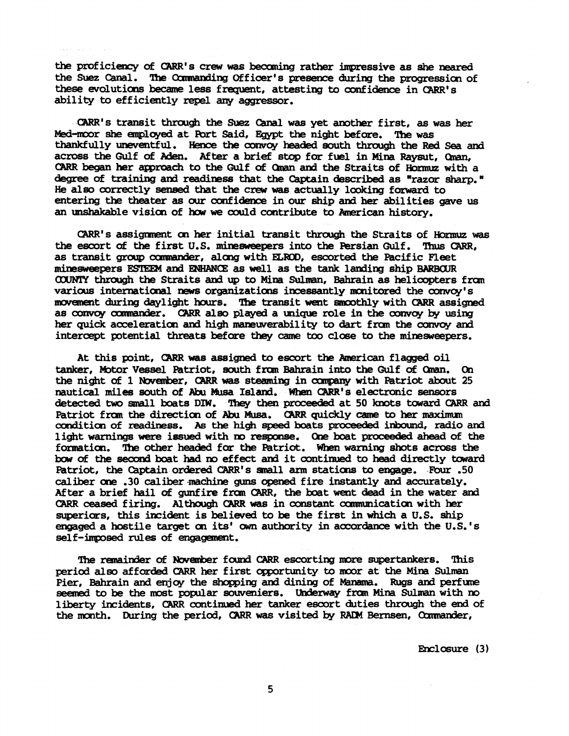the proficiency of CARR's crew was becoming rather impressive as she neared the Suez Canal. The Commanding Officer's presence during the progression of these evolutions became less frequent, attesting to confidence in CARR's ability to efficiently repel any aggressor.

CARR's transit through the Suez Canal was yet another first, as was her Med-moor she employed at Port Said, Egypt the night before. The was thankfully uneventful. Hence the convoy headed south through the Red Sea and across the Gulf of Aden. After a brief stop for fuel in Mina Raysut, Oman, CARR began her approach to the Gulf of Oman and the Straits of Hormuz with a degree of training and readiness that the Captain described as "razor sharp." He also correctly sensed that the crew was actually looking forward to entering the theater as our confidence in our ship and her abilities gave us an unshakable vision of how we could contribute to American history.

CARR's assignment on her initial transit through the Straits of Hormuz was the escort of the first U.S. minesweepers into the Persian Gulf. Thus CARR, as transit group commander, along with ELROD, escorted the Pacific Fleet minesweepers ESTEEM and ENHANCE as well as the tank landing ship BARBOUR COUNTY through the Straits and up to Mina Sulman, Bahrain as helicopters from various international news organizations incessantly monitored the convoy's movement during daylight hours. The transit went smoothly with CARR assigned as convoy commander. CARR also played a unique role in the convoy by using her quick acceleration and high maneuverability to dart from the convoy and intercept potential threats before they came too close to the minesweepers.

At this point, CARR was assigned to escort the American flagged oil tanker, Motor Vessel Patriot, south from Bahrain into the Gulf of Oman. On the night of 1 November, CARR was steaming in company with Patriot about 25 nautical miles south of Abu Musa Island. When CARR's electronic sensors detected two small boats DIW. They then proceeded at 50 knots toward CARR and Patriot from the direction of Abu Musa. CARR quickly came to her maximum condition of readiness. As the high speed boats proceeded inbound, radio and light warnings were issued with no response. One boat proceeded ahead of the formation. The other headed for the Patriot. When warning shots across the bow of the second boat had no effect and it continued to head directly toward Patriot, the Captain ordered CARR's small arm stations to engage. Four .50 caliber one .30 caliber machine guns opened fire instantly and accurately. After a brief hail of gunfire from CARR, the boat went dead in the water and CARR ceased firing. Although CARR was in constant communication with her superiors, this incident is believed to be the first in which a U.S. ship engaged a hostile target on its' own authority in accordance with the U.S.'s self-imposed rules of engagement.

The remainder of November found CARR escorting more supertankers. This period also afforded CARR her first opportunity to moor at the Mina Sulman Pier, Bahrain and enjoy the shopping and dining of Manama. Rugs and perfume seemed to be the most popular souveniers. Underway from Mina Sulman with no liberty incidents, CARR continued her tanker escort duties through the end of the month. During the period, CARR was visited by RADM Bernsen, Commander,

Enclosure (3)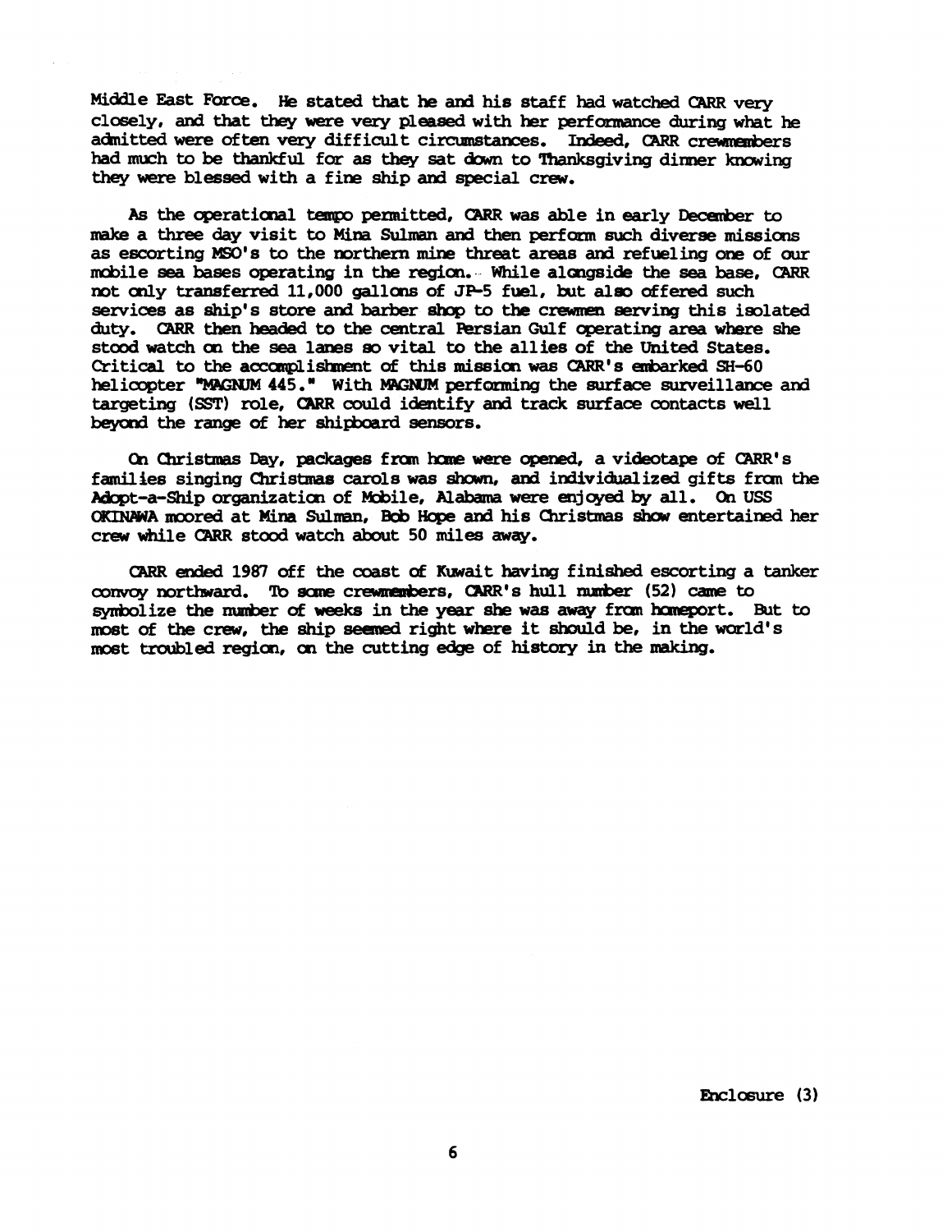Middle East Force. He stated that he and his staff had watched CARR very closely, and that they were very pleased with her performance during what he admitted were often very difficult circumstances. Indeed, CARR crewmembers had much to be thankful for as they sat down to Thanksgiving dinner knowing they were blessed with a fine ship and special crew.

As the operational tempo permitted, CARR was able in early December to make a three day visit to Mina Sulman and then perform such diverse missions as escorting MSO's to the northern mine threat areas and refueling one of our mobile sea bases operating in the region. While alongside the sea base, CARR not only transferred 11,000 gallons of JP-5 fuel, but also offered such services as ship's store and barber shop to the crewmen serving this isolated duty. CARR then headed to the central Persian Gulf operating area where she stood watch on the sea lanes so vital to the allies of the United States. Critical to the accomplishment of this mission was CARR's embarked SH-60 helicopter "MAGNUM 445." With MAGNUM performing the surface surveillance and targeting (SST) role, CARR could identify and track surface contacts well beyond the range of her shipboard sensors.

On Christmas Day, packages from home were opened, a videotape of CARR's families singing Christmas carols was shown, and individualized gifts from the Adopt-a-Ship organization of Mobile, Alabama were enjoyed by all. On USS OKINAWA moored at Mina Sulman, Bob Hope and his Christmas show entertained her crew while CARR stood watch about 50 miles away.

CARR ended 1987 off the coast of Kuwait having finished escorting a tanker convoy northward. To some crewmembers, CARR's hull number (52) came to symbolize the number of weeks in the year she was away from homeport. But to most of the crew, the ship seemed right where it should be, in the world's most troubled region, on the cutting edge of history in the making.

Enclosure (3)